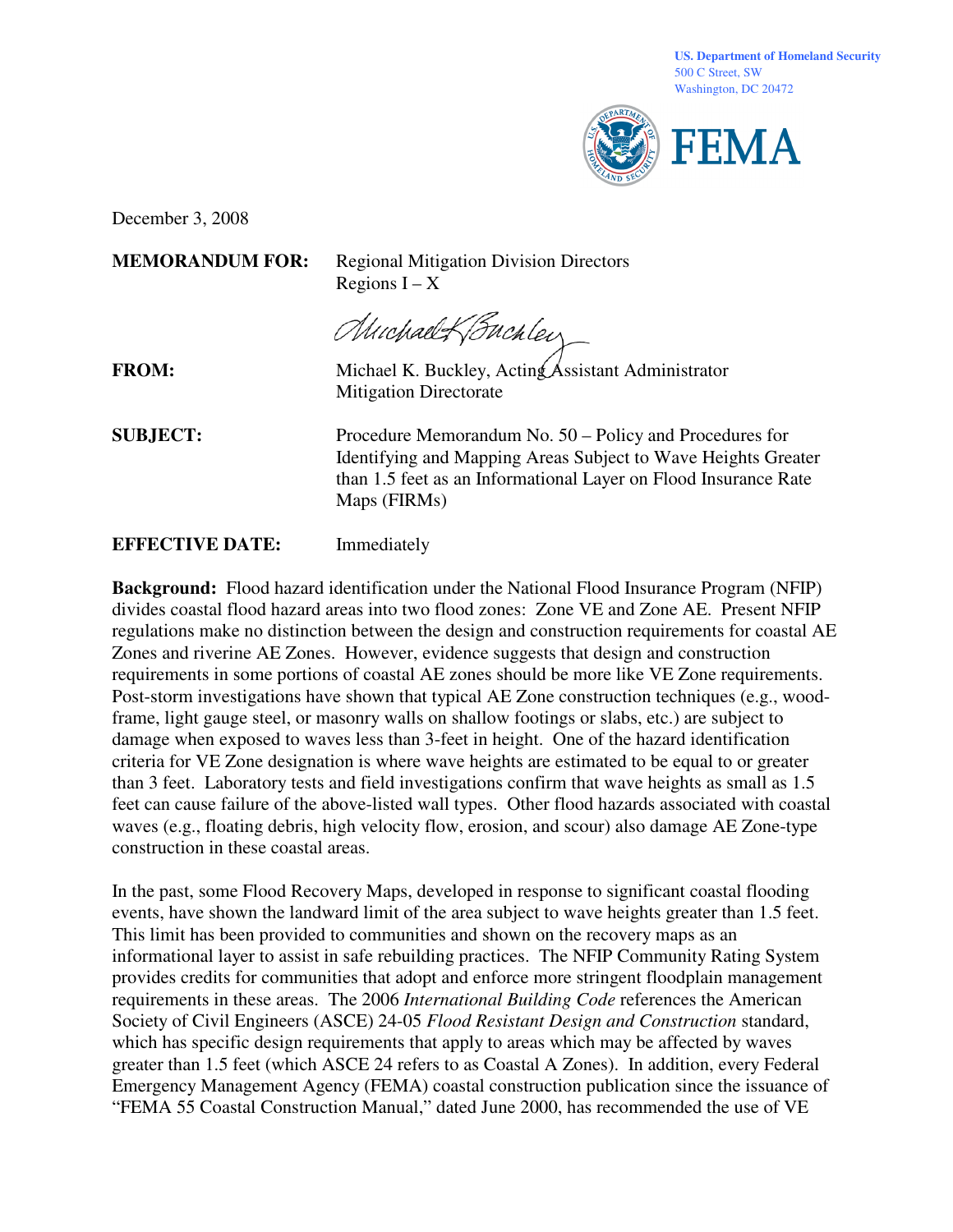U.S. Department of Homeland Security
500 C Street, SW
Washington, DC 20472

FEMA

December 3, 2008

**MEMORANDUM FOR:** Regional Mitigation Division Directors
Regions I – X

**FROM:** Michael K. Buckley, Acting Assistant Administrator
Mitigation Directorate

**SUBJECT:** Procedure Memorandum No. 50 – Policy and Procedures for Identifying and Mapping Areas Subject to Wave Heights Greater than 1.5 feet as an Informational Layer on Flood Insurance Rate Maps (FIRMs)

**EFFECTIVE DATE:** Immediately

**Background:** Flood hazard identification under the National Flood Insurance Program (NFIP) divides coastal flood hazard areas into two flood zones: Zone VE and Zone AE. Present NFIP regulations make no distinction between the design and construction requirements for coastal AE Zones and riverine AE Zones. However, evidence suggests that design and construction requirements in some portions of coastal AE zones should be more like VE Zone requirements. Post-storm investigations have shown that typical AE Zone construction techniques (e.g., wood-frame, light gauge steel, or masonry walls on shallow footings or slabs, etc.) are subject to damage when exposed to waves less than 3-feet in height. One of the hazard identification criteria for VE Zone designation is where wave heights are estimated to be equal to or greater than 3 feet. Laboratory tests and field investigations confirm that wave heights as small as 1.5 feet can cause failure of the above-listed wall types. Other flood hazards associated with coastal waves (e.g., floating debris, high velocity flow, erosion, and scour) also damage AE Zone-type construction in these coastal areas.

In the past, some Flood Recovery Maps, developed in response to significant coastal flooding events, have shown the landward limit of the area subject to wave heights greater than 1.5 feet. This limit has been provided to communities and shown on the recovery maps as an informational layer to assist in safe rebuilding practices. The NFIP Community Rating System provides credits for communities that adopt and enforce more stringent floodplain management requirements in these areas. The 2006 *International Building Code* references the American Society of Civil Engineers (ASCE) 24-05 *Flood Resistant Design and Construction* standard, which has specific design requirements that apply to areas which may be affected by waves greater than 1.5 feet (which ASCE 24 refers to as Coastal A Zones). In addition, every Federal Emergency Management Agency (FEMA) coastal construction publication since the issuance of "FEMA 55 Coastal Construction Manual," dated June 2000, has recommended the use of VE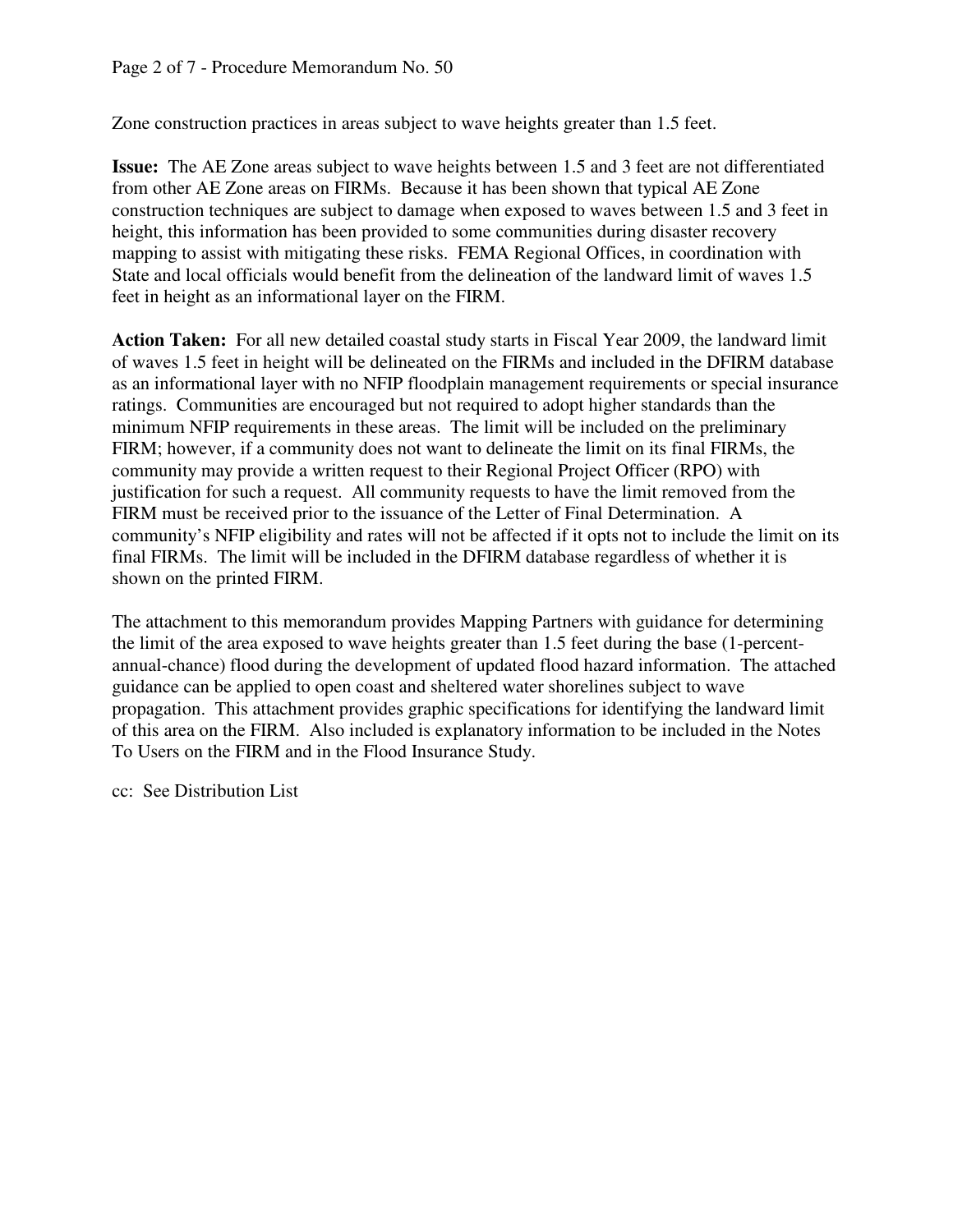Zone construction practices in areas subject to wave heights greater than 1.5 feet.

**Issue:** The AE Zone areas subject to wave heights between 1.5 and 3 feet are not differentiated from other AE Zone areas on FIRMs. Because it has been shown that typical AE Zone construction techniques are subject to damage when exposed to waves between 1.5 and 3 feet in height, this information has been provided to some communities during disaster recovery mapping to assist with mitigating these risks. FEMA Regional Offices, in coordination with State and local officials would benefit from the delineation of the landward limit of waves 1.5 feet in height as an informational layer on the FIRM.

**Action Taken:** For all new detailed coastal study starts in Fiscal Year 2009, the landward limit of waves 1.5 feet in height will be delineated on the FIRMs and included in the DFIRM database as an informational layer with no NFIP floodplain management requirements or special insurance ratings. Communities are encouraged but not required to adopt higher standards than the minimum NFIP requirements in these areas. The limit will be included on the preliminary FIRM; however, if a community does not want to delineate the limit on its final FIRMs, the community may provide a written request to their Regional Project Officer (RPO) with justification for such a request. All community requests to have the limit removed from the FIRM must be received prior to the issuance of the Letter of Final Determination. A community's NFIP eligibility and rates will not be affected if it opts not to include the limit on its final FIRMs. The limit will be included in the DFIRM database regardless of whether it is shown on the printed FIRM.

The attachment to this memorandum provides Mapping Partners with guidance for determining the limit of the area exposed to wave heights greater than 1.5 feet during the base (1-percent-annual-chance) flood during the development of updated flood hazard information. The attached guidance can be applied to open coast and sheltered water shorelines subject to wave propagation. This attachment provides graphic specifications for identifying the landward limit of this area on the FIRM. Also included is explanatory information to be included in the Notes To Users on the FIRM and in the Flood Insurance Study.

cc: See Distribution List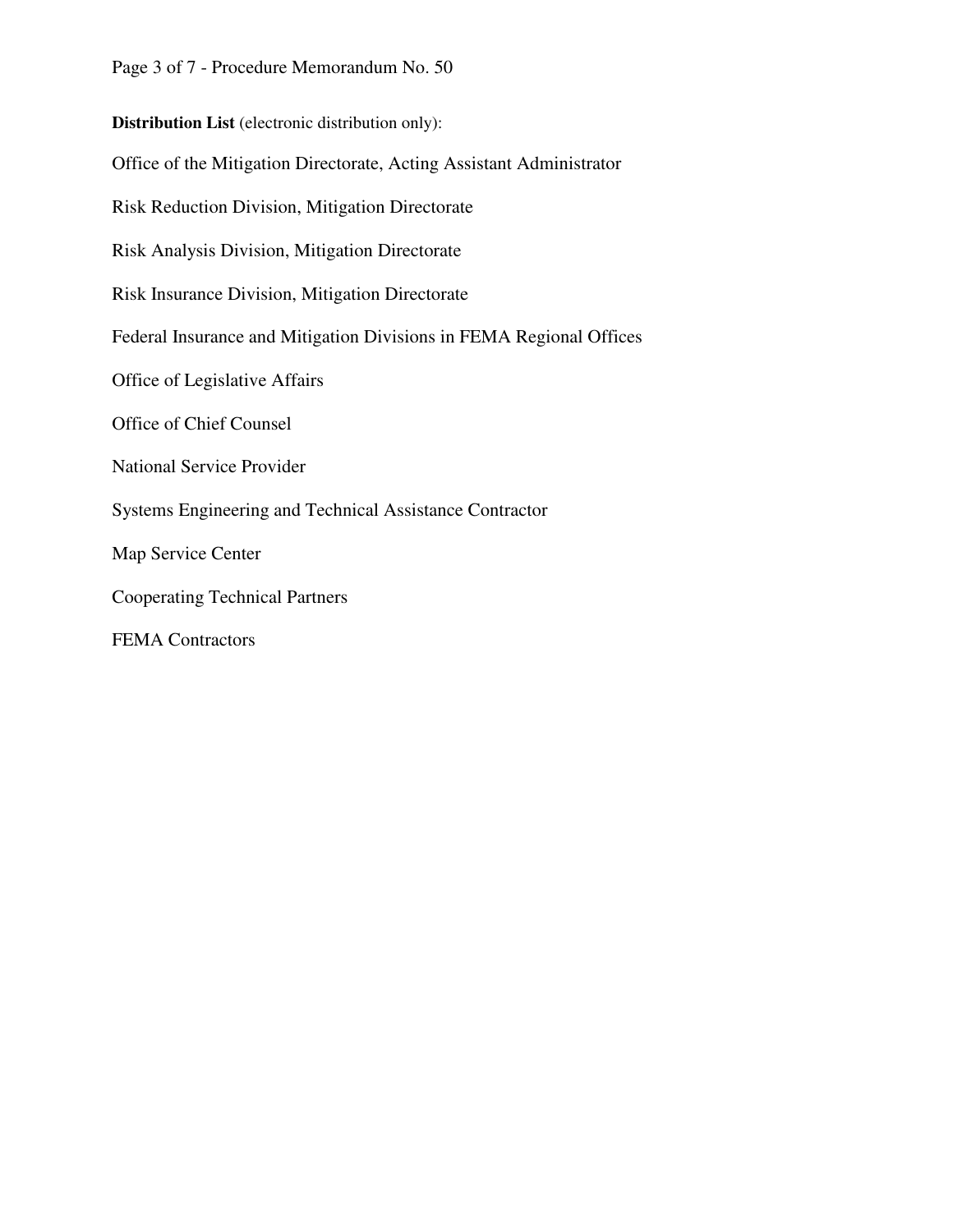**Distribution List** (electronic distribution only):

Office of the Mitigation Directorate, Acting Assistant Administrator

Risk Reduction Division, Mitigation Directorate

Risk Analysis Division, Mitigation Directorate

Risk Insurance Division, Mitigation Directorate

Federal Insurance and Mitigation Divisions in FEMA Regional Offices

Office of Legislative Affairs

Office of Chief Counsel

National Service Provider

Systems Engineering and Technical Assistance Contractor

Map Service Center

Cooperating Technical Partners

FEMA Contractors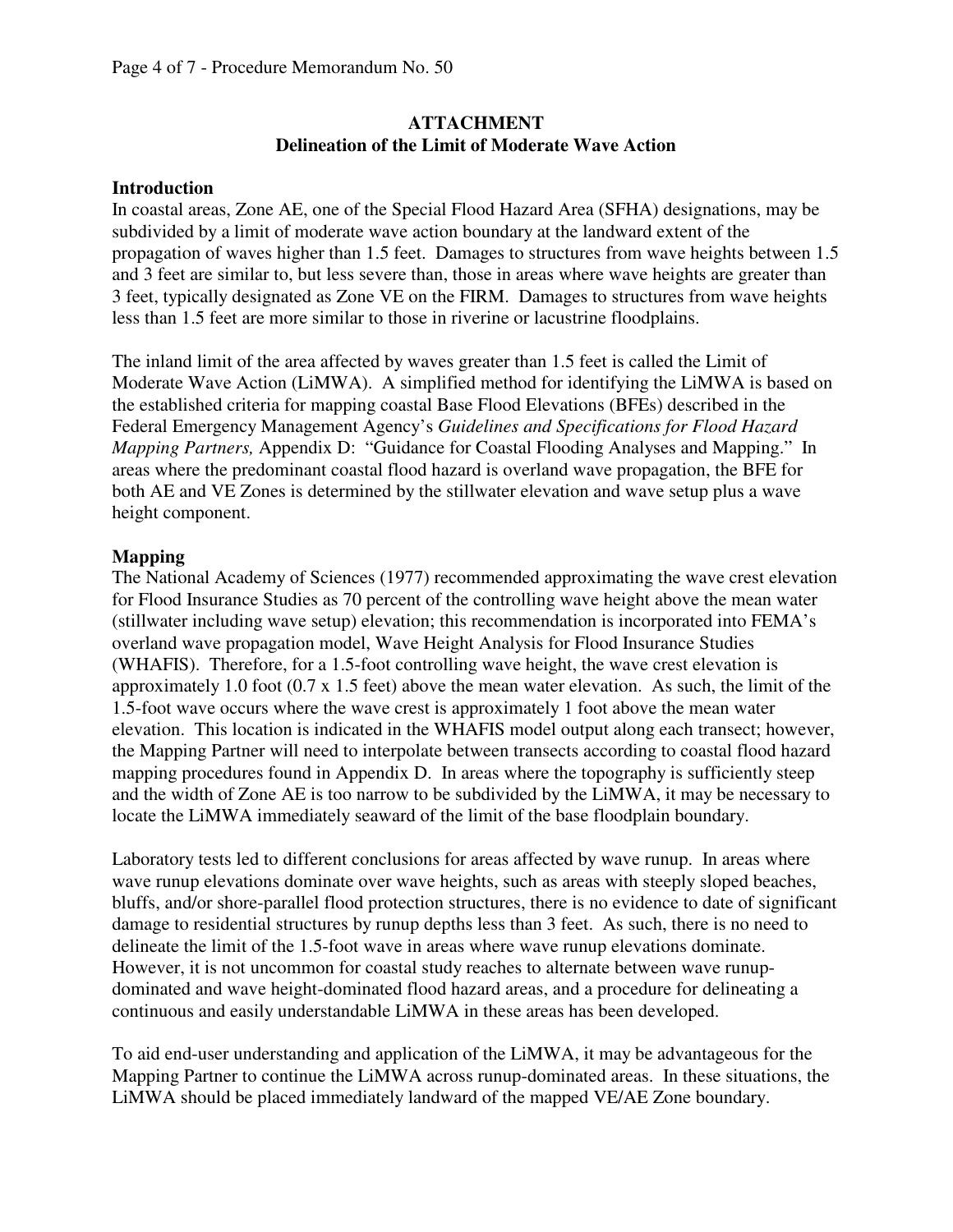## ATTACHMENT
## Delineation of the Limit of Moderate Wave Action

### Introduction

In coastal areas, Zone AE, one of the Special Flood Hazard Area (SFHA) designations, may be subdivided by a limit of moderate wave action boundary at the landward extent of the propagation of waves higher than 1.5 feet. Damages to structures from wave heights between 1.5 and 3 feet are similar to, but less severe than, those in areas where wave heights are greater than 3 feet, typically designated as Zone VE on the FIRM. Damages to structures from wave heights less than 1.5 feet are more similar to those in riverine or lacustrine floodplains.

The inland limit of the area affected by waves greater than 1.5 feet is called the Limit of Moderate Wave Action (LiMWA). A simplified method for identifying the LiMWA is based on the established criteria for mapping coastal Base Flood Elevations (BFEs) described in the Federal Emergency Management Agency's *Guidelines and Specifications for Flood Hazard Mapping Partners,* Appendix D: "Guidance for Coastal Flooding Analyses and Mapping." In areas where the predominant coastal flood hazard is overland wave propagation, the BFE for both AE and VE Zones is determined by the stillwater elevation and wave setup plus a wave height component.

### Mapping

The National Academy of Sciences (1977) recommended approximating the wave crest elevation for Flood Insurance Studies as 70 percent of the controlling wave height above the mean water (stillwater including wave setup) elevation; this recommendation is incorporated into FEMA's overland wave propagation model, Wave Height Analysis for Flood Insurance Studies (WHAFIS). Therefore, for a 1.5-foot controlling wave height, the wave crest elevation is approximately 1.0 foot (0.7 x 1.5 feet) above the mean water elevation. As such, the limit of the 1.5-foot wave occurs where the wave crest is approximately 1 foot above the mean water elevation. This location is indicated in the WHAFIS model output along each transect; however, the Mapping Partner will need to interpolate between transects according to coastal flood hazard mapping procedures found in Appendix D. In areas where the topography is sufficiently steep and the width of Zone AE is too narrow to be subdivided by the LiMWA, it may be necessary to locate the LiMWA immediately seaward of the limit of the base floodplain boundary.

Laboratory tests led to different conclusions for areas affected by wave runup. In areas where wave runup elevations dominate over wave heights, such as areas with steeply sloped beaches, bluffs, and/or shore-parallel flood protection structures, there is no evidence to date of significant damage to residential structures by runup depths less than 3 feet. As such, there is no need to delineate the limit of the 1.5-foot wave in areas where wave runup elevations dominate. However, it is not uncommon for coastal study reaches to alternate between wave runup-dominated and wave height-dominated flood hazard areas, and a procedure for delineating a continuous and easily understandable LiMWA in these areas has been developed.

To aid end-user understanding and application of the LiMWA, it may be advantageous for the Mapping Partner to continue the LiMWA across runup-dominated areas. In these situations, the LiMWA should be placed immediately landward of the mapped VE/AE Zone boundary.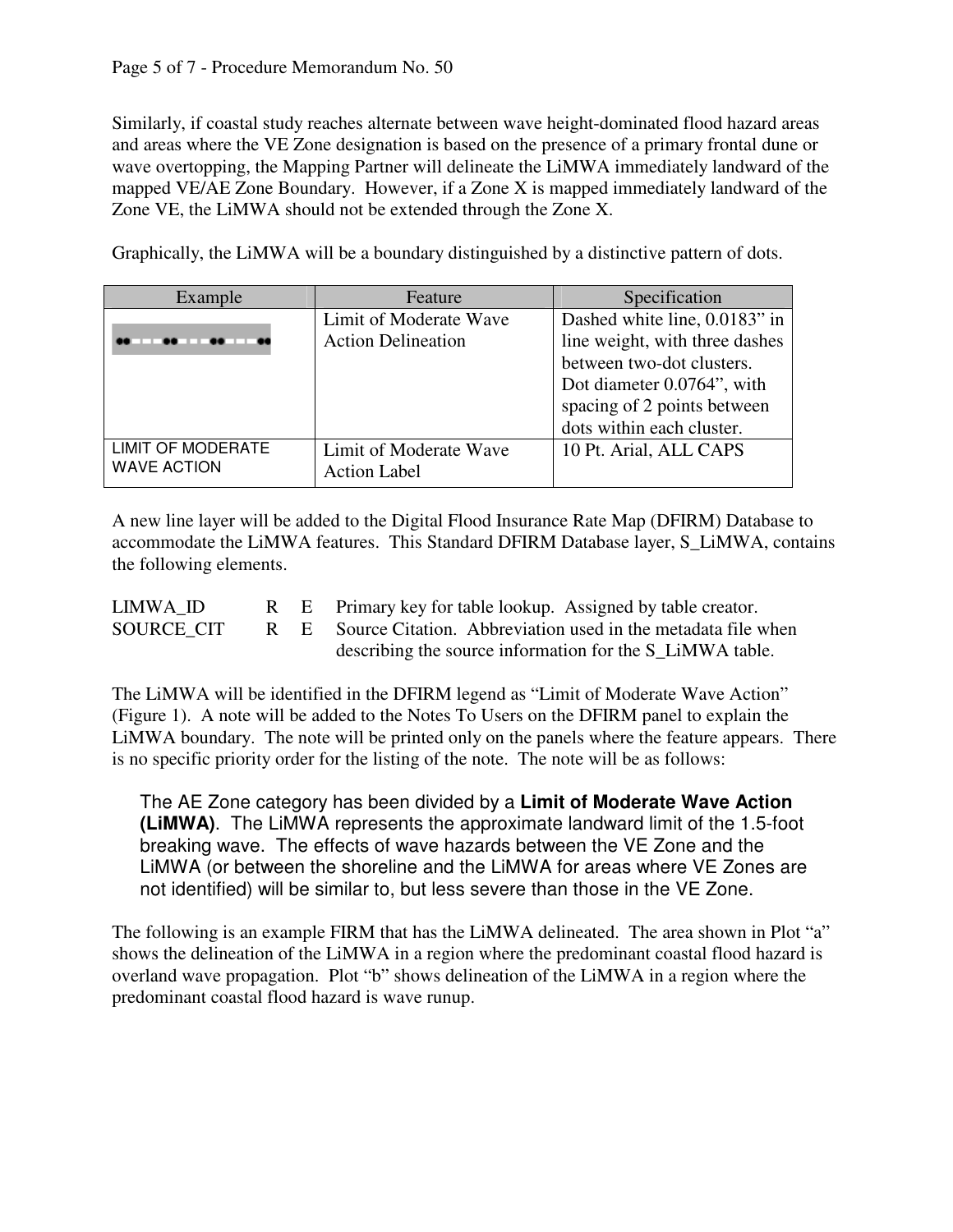Similarly, if coastal study reaches alternate between wave height-dominated flood hazard areas and areas where the VE Zone designation is based on the presence of a primary frontal dune or wave overtopping, the Mapping Partner will delineate the LiMWA immediately landward of the mapped VE/AE Zone Boundary. However, if a Zone X is mapped immediately landward of the Zone VE, the LiMWA should not be extended through the Zone X.

Graphically, the LiMWA will be a boundary distinguished by a distinctive pattern of dots.

| Example | Feature | Specification |
|---|---|---|
| ●●- - -●●- - -●●- - -●● | Limit of Moderate Wave Action Delineation | Dashed white line, 0.0183” in line weight, with three dashes between two-dot clusters. Dot diameter 0.0764”, with spacing of 2 points between dots within each cluster. |
| LIMIT OF MODERATE WAVE ACTION | Limit of Moderate Wave Action Label | 10 Pt. Arial, ALL CAPS |

A new line layer will be added to the Digital Flood Insurance Rate Map (DFIRM) Database to accommodate the LiMWA features. This Standard DFIRM Database layer, S_LiMWA, contains the following elements.

| | | | |
|---|---|---|---|
| LIMWA_ID | R | E | Primary key for table lookup. Assigned by table creator. |
| SOURCE_CIT | R | E | Source Citation. Abbreviation used in the metadata file when describing the source information for the S_LiMWA table. |

The LiMWA will be identified in the DFIRM legend as “Limit of Moderate Wave Action” (Figure 1). A note will be added to the Notes To Users on the DFIRM panel to explain the LiMWA boundary. The note will be printed only on the panels where the feature appears. There is no specific priority order for the listing of the note. The note will be as follows:

> The AE Zone category has been divided by a **Limit of Moderate Wave Action (LiMWA)**. The LiMWA represents the approximate landward limit of the 1.5-foot breaking wave. The effects of wave hazards between the VE Zone and the LiMWA (or between the shoreline and the LiMWA for areas where VE Zones are not identified) will be similar to, but less severe than those in the VE Zone.

The following is an example FIRM that has the LiMWA delineated. The area shown in Plot “a” shows the delineation of the LiMWA in a region where the predominant coastal flood hazard is overland wave propagation. Plot “b” shows delineation of the LiMWA in a region where the predominant coastal flood hazard is wave runup.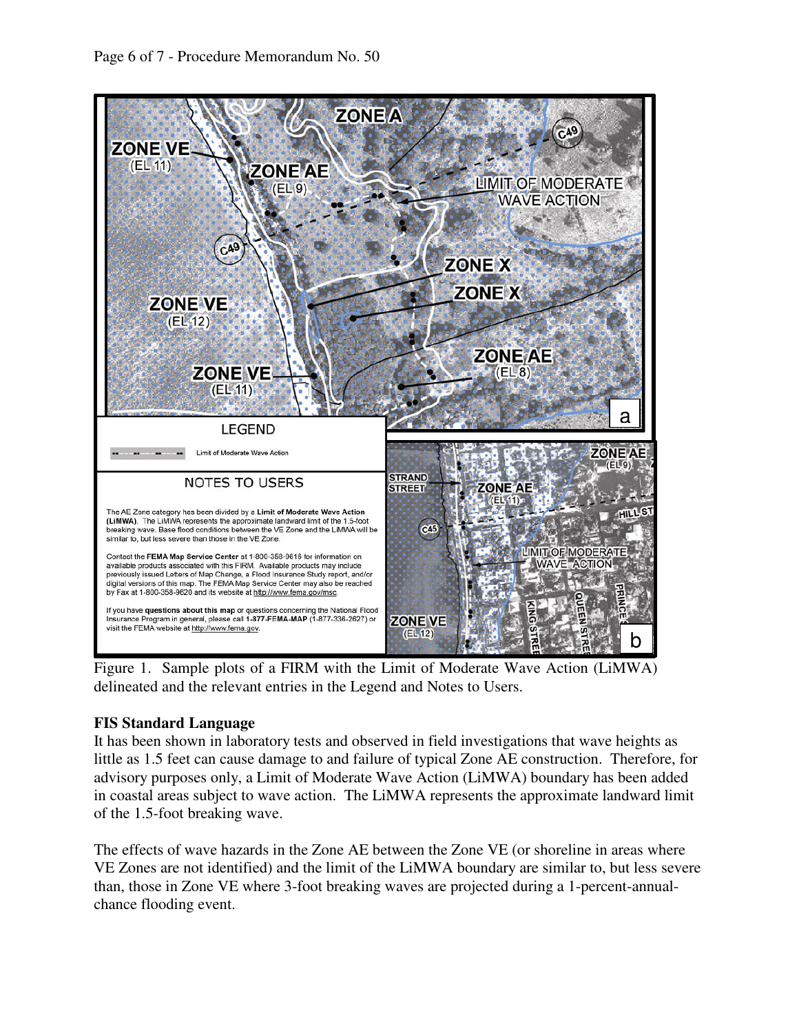ZONE A

ZONE VE
(EL 11)

ZONE AE
(EL 9)

C49

LIMIT OF MODERATE
WAVE ACTION

C49

ZONE X

ZONE X

ZONE VE
(EL 12)

ZONE AE
(EL 8)

ZONE VE
(EL 11)

a

LEGEND

Limit of Moderate Wave Action

NOTES TO USERS

The AE Zone category has been divided by a **Limit of Moderate Wave Action (LiMWA)**. The LiMWA represents the approximate landward limit of the 1.5-foot breaking wave. Base flood conditions between the VE Zone and the LiMWA will be similar to, but less severe than those in the VE Zone.

Contact the **FEMA Map Service Center** at 1-800-358-9616 for information on available products associated with this FIRM. Available products may include previously issued Letters of Map Change, a Flood Insurance Study report, and/or digital versions of this map. The FEMA Map Service Center may also be reached by Fax at 1-800-358-9620 and its website at http://www.fema.gov/msc.

If you have **questions about this map** or questions concerning the National Flood Insurance Program in general, please call **1-877-FEMA-MAP** (1-877-336-2627) or visit the FEMA website at http://www.fema.gov.

STRAND STREET

ZONE AE
(EL 11)

ZONE AE
(EL 9)

HILL ST

C45

LIMIT OF MODERATE
WAVE ACTION

ZONE VE
(EL 12)

KING STREET

QUEEN STREET

PRINCE

b

Figure 1. Sample plots of a FIRM with the Limit of Moderate Wave Action (LiMWA) delineated and the relevant entries in the Legend and Notes to Users.

**FIS Standard Language**

It has been shown in laboratory tests and observed in field investigations that wave heights as little as 1.5 feet can cause damage to and failure of typical Zone AE construction. Therefore, for advisory purposes only, a Limit of Moderate Wave Action (LiMWA) boundary has been added in coastal areas subject to wave action. The LiMWA represents the approximate landward limit of the 1.5-foot breaking wave.

The effects of wave hazards in the Zone AE between the Zone VE (or shoreline in areas where VE Zones are not identified) and the limit of the LiMWA boundary are similar to, but less severe than, those in Zone VE where 3-foot breaking waves are projected during a 1-percent-annual-chance flooding event.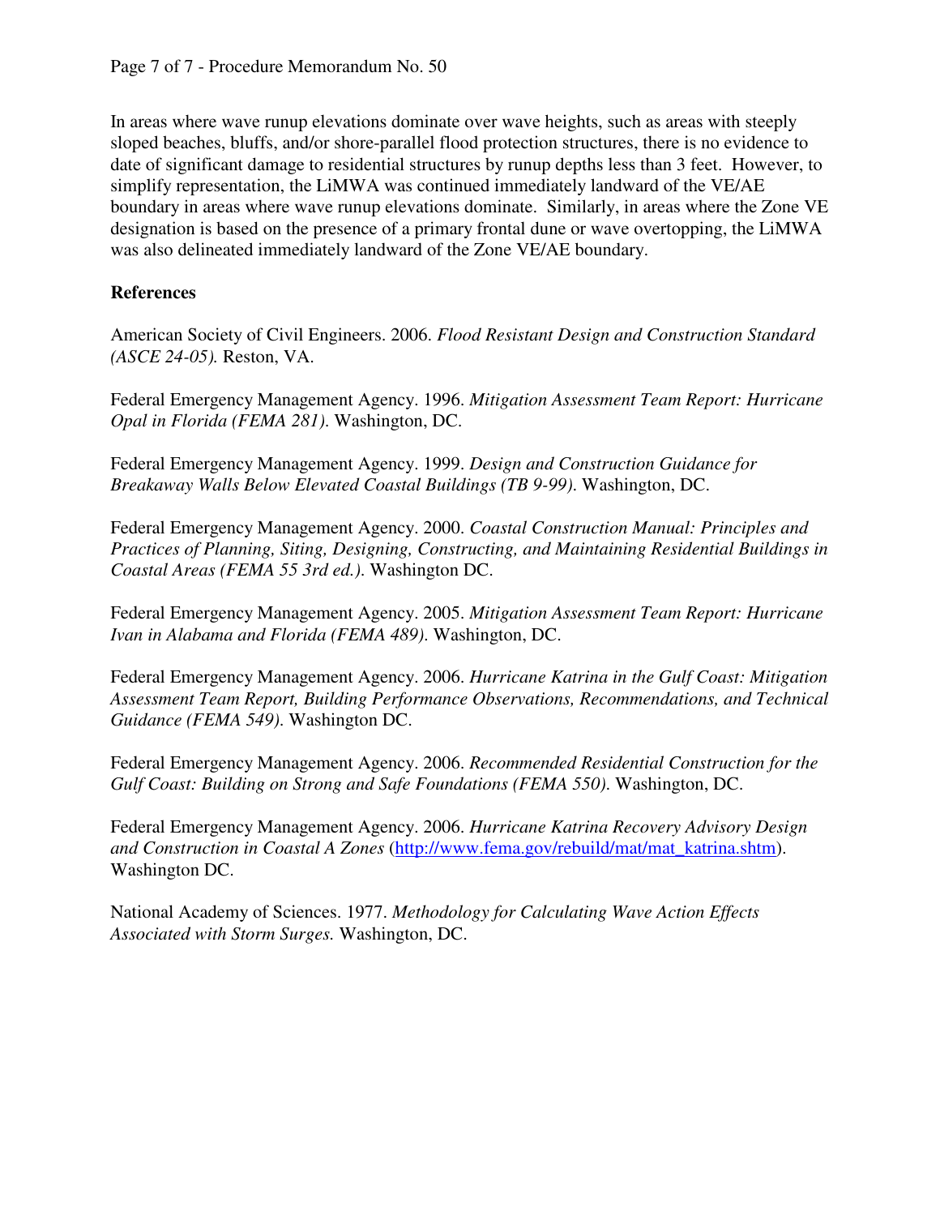In areas where wave runup elevations dominate over wave heights, such as areas with steeply sloped beaches, bluffs, and/or shore-parallel flood protection structures, there is no evidence to date of significant damage to residential structures by runup depths less than 3 feet. However, to simplify representation, the LiMWA was continued immediately landward of the VE/AE boundary in areas where wave runup elevations dominate. Similarly, in areas where the Zone VE designation is based on the presence of a primary frontal dune or wave overtopping, the LiMWA was also delineated immediately landward of the Zone VE/AE boundary.

**References**

American Society of Civil Engineers. 2006. *Flood Resistant Design and Construction Standard (ASCE 24-05).* Reston, VA.

Federal Emergency Management Agency. 1996. *Mitigation Assessment Team Report: Hurricane Opal in Florida (FEMA 281).* Washington, DC.

Federal Emergency Management Agency. 1999. *Design and Construction Guidance for Breakaway Walls Below Elevated Coastal Buildings (TB 9-99).* Washington, DC.

Federal Emergency Management Agency. 2000. *Coastal Construction Manual: Principles and Practices of Planning, Siting, Designing, Constructing, and Maintaining Residential Buildings in Coastal Areas (FEMA 55 3rd ed.).* Washington DC.

Federal Emergency Management Agency. 2005. *Mitigation Assessment Team Report: Hurricane Ivan in Alabama and Florida (FEMA 489).* Washington, DC.

Federal Emergency Management Agency. 2006. *Hurricane Katrina in the Gulf Coast: Mitigation Assessment Team Report, Building Performance Observations, Recommendations, and Technical Guidance (FEMA 549).* Washington DC.

Federal Emergency Management Agency. 2006. *Recommended Residential Construction for the Gulf Coast: Building on Strong and Safe Foundations (FEMA 550).* Washington, DC.

Federal Emergency Management Agency. 2006. *Hurricane Katrina Recovery Advisory Design and Construction in Coastal A Zones* (http://www.fema.gov/rebuild/mat/mat_katrina.shtm). Washington DC.

National Academy of Sciences. 1977. *Methodology for Calculating Wave Action Effects Associated with Storm Surges.* Washington, DC.